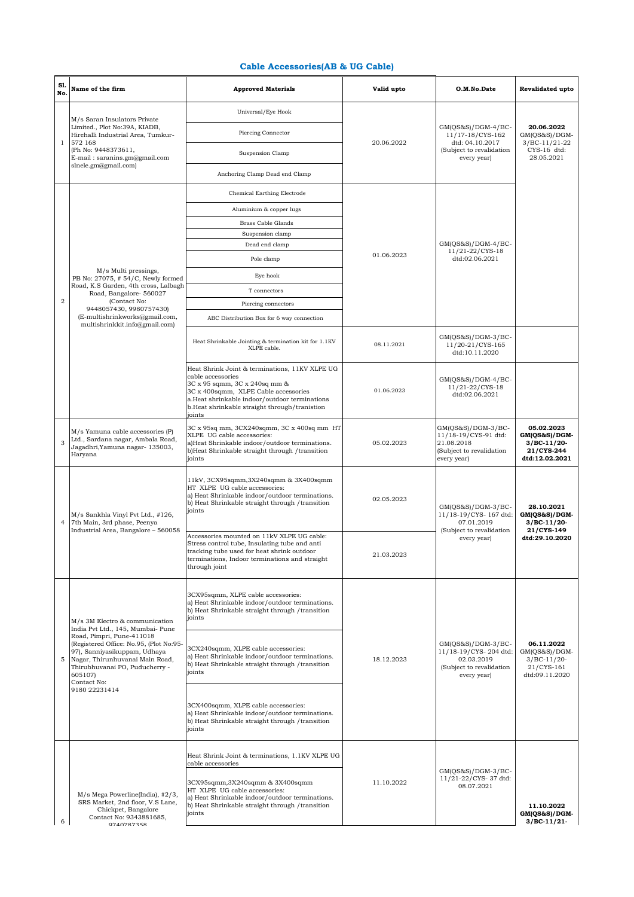## Cable Accessories(AB & UG Cable)

| Sl. No. | Name of the firm | Approved Materials | Valid upto | O.M.No.Date | Revalidated upto |
|---|---|---|---|---|---|
| 1 | M/s Saran Insulators Private Limited., Plot No:39A, KIADB, Hirehalli Industrial Area, Tumkur-572 168 (Ph No: 9448373611, E-mail : saranins.gm@gmail.com slnele.gm@gmail.com) | Universal/Eye Hook<br>Piercing Connector<br>Suspension Clamp<br>Anchoring Clamp Dead end Clamp | 20.06.2022 | GM(QS&S)/DGM-4/BC-11/17-18/CYS-162 dtd: 04.10.2017 (Subject to revalidation every year) | **20.06.2022** GM(QS&S)/DGM-3/BC-11/21-22 CYS-16 dtd: 28.05.2021 |
| 2 | M/s Multi pressings, PB No: 27075, # 54/C, Newly formed Road, K.S Garden, 4th cross, Lalbagh Road, Bangalore- 560027 (Contact No: 9448057430, 9980757430) (E-multishrinkworks@gmail.com, multishrinkkit.info@gmail.com) | Chemical Earthing Electrode<br>Aluminium & copper lugs<br>Brass Cable Glands<br>Suspension clamp<br>Dead end clamp<br>Pole clamp<br>Eye hook<br>T connectors<br>Piercing connectors<br>ABC Distribution Box for 6 way connection | 01.06.2023 | GM(QS&S)/DGM-4/BC-11/21-22/CYS-18 dtd:02.06.2021 | |
| | | Heat Shrinkable Jointing & termination kit for 1.1KV XLPE cable. | 08.11.2021 | GM(QS&S)/DGM-3/BC-11/20-21/CYS-165 dtd:10.11.2020 | |
| | | Heat Shrink Joint & terminations, 11KV XLPE UG cable accessories 3C x 95 sqmm, 3C x 240sq mm & 3C x 400sqmm, XLPE Cable accessories a.Heat shrinkable indoor/outdoor terminations b.Heat shrinkable straight through/tranistion joints | 01.06.2023 | GM(QS&S)/DGM-4/BC-11/21-22/CYS-18 dtd:02.06.2021 | |
| 3 | M/s Yamuna cable accessories (P) Ltd., Sardana nagar, Ambala Road, Jagadhri,Yamuna nagar- 135003, Haryana | 3C x 95sq mm, 3CX240sqmm, 3C x 400sq mm HT XLPE UG cable accessories: a)Heat Shrinkable indoor/outdoor terminations. b)Heat Shrinkable straight through /transition joints | 05.02.2023 | GM(QS&S)/DGM-3/BC-11/18-19/CYS-91 dtd: 21.08.2018 (Subject to revalidation every year) | **05.02.2023 GM(QS&S)/DGM-3/BC-11/20-21/CYS-244 dtd:12.02.2021** |
| 4 | M/s Sankhla Vinyl Pvt Ltd., #126, 7th Main, 3rd phase, Peenya Industrial Area, Bangalore – 560058 | 11kV, 3CX95sqmm,3X240sqmm & 3X400sqmm HT XLPE UG cable accessories: a) Heat Shrinkable indoor/outdoor terminations. b) Heat Shrinkable straight through /transition joints | 02.05.2023 | GM(QS&S)/DGM-3/BC-11/18-19/CYS- 167 dtd: 07.01.2019 (Subject to revalidation every year) | **28.10.2021 GM(QS&S)/DGM-3/BC-11/20-21/CYS-149 dtd:29.10.2020** |
| | | Accessories mounted on 11kV XLPE UG cable: Stress control tube, Insulating tube and anti tracking tube used for heat shrink outdoor terminations, Indoor terminations and straight through joint | 21.03.2023 | | |
| 5 | M/s 3M Electro & communication India Pvt Ltd., 145, Mumbai- Pune Road, Pimpri, Pune-411018 (Registered Office: No.95, (Plot No:95-97), Sanniyasikuppam, Udhaya Nagar, Thirunhuvanai Main Road, Thirubhuvanai PO, Puducherry - 605107) Contact No: 9180 22231414 | 3CX95sqmm, XLPE cable accessories: a) Heat Shrinkable indoor/outdoor terminations. b) Heat Shrinkable straight through /transition joints<br>3CX240sqmm, XLPE cable accessories: a) Heat Shrinkable indoor/outdoor terminations. b) Heat Shrinkable straight through /transition joints<br>3CX400sqmm, XLPE cable accessories: a) Heat Shrinkable indoor/outdoor terminations. b) Heat Shrinkable straight through /transition joints | 18.12.2023 | GM(QS&S)/DGM-3/BC-11/18-19/CYS- 204 dtd: 02.03.2019 (Subject to revalidation every year) | **06.11.2022** GM(QS&S)/DGM-3/BC-11/20-21/CYS-161 dtd:09.11.2020 |
| 6 | M/s Mega Powerline(India), #2/3, SRS Market, 2nd floor, V.S Lane, Chickpet, Bangalore Contact No: 9343881685, 9740787358 | Heat Shrink Joint & terminations, 1.1KV XLPE UG cable accessories<br>3CX95sqmm,3X240sqmm & 3X400sqmm HT XLPE UG cable accessories: a) Heat Shrinkable indoor/outdoor terminations. b) Heat Shrinkable straight through /transition joints | 11.10.2022 | GM(QS&S)/DGM-3/BC-11/21-22/CYS- 37 dtd: 08.07.2021 | **11.10.2022 GM(QS&S)/DGM-3/BC-11/21-** |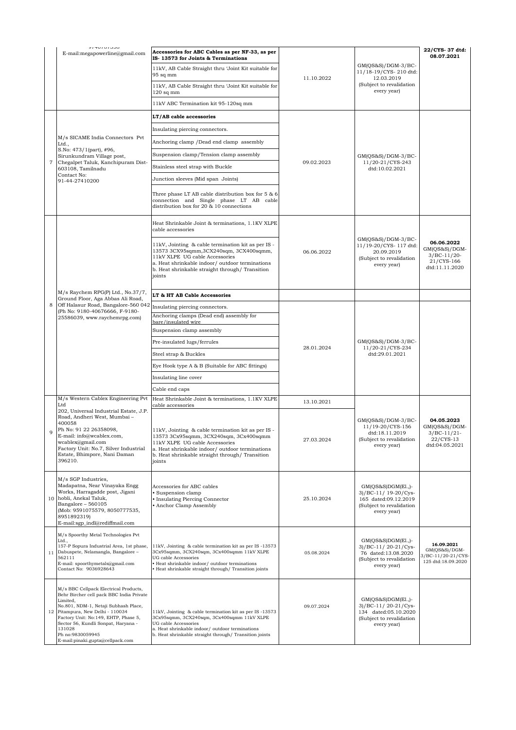| | | | | | |
|---|---|---|---|---|---|
| | 9740787358<br>E-mail:megapowerline@gmail.com | **Accessories for ABC Cables as per NF-33, as per IS- 13573 for Joints & Terminations** | | | **22/CYS- 37 dtd: 08.07.2021** |
| | | 11kV, AB Cable Straight thru 'Joint Kit suitable for 95 sq mm | 11.10.2022 | GM(QS&S)/DGM-3/BC-11/18-19/CYS- 210 dtd: 12.03.2019<br>(Subject to revalidation every year) | |
| | | 11kV, AB Cable Straight thru 'Joint Kit suitable for 120 sq mm | | | |
| | | 11kV ABC Termination kit 95-120sq mm | | | |
| 7 | M/s SICAME India Connectors Pvt Ltd.,<br>S.No: 473/1(part), #96, Sirunkundram Village post, Chegalpet Taluk, Kanchipuram Dist-603108, Tamilnadu<br>Contact No:<br>91-44-27410200 | **LT/AB cable accessories** | 09.02.2023 | GM(QS&S)/DGM-3/BC-11/20-21/CYS-243 dtd:10.02.2021 | |
| | | Insulating piercing connectors. | | | |
| | | Anchoring clamp /Dead end clamp assembly | | | |
| | | Suspension clamp/Tension clamp assembly | | | |
| | | Stainless steel strap with Buckle | | | |
| | | Junction sleeves (Mid span Joints) | | | |
| | | Three phase LT AB cable distribution box for 5 & 6 connection and Single phase LT AB cable distribution box for 20 & 10 connections | | | |
| 8 | M/s Raychem RPG(P) Ltd., No.37/7, Ground Floor, Aga Abbas Ali Road, Off Halasur Road, Bangalore-560 042 (Ph No: 9180-40676666, F-9180-25586039, www.raychemrpg.com) | Heat Shrinkable Joint & terminations, 1.1KV XLPE cable accessories | 06.06.2022 | GM(QS&S)/DGM-3/BC-11/19-20/CYS- 117 dtd: 20.09.2019<br>(Subject to revalidation every year) | **06.06.2022**<br>GM(QS&S)/DGM-3/BC-11/20-21/CYS-166 dtd:11.11.2020 |
| | | 11kV, Jointing & cable termination kit as per IS - 13573 3CX95sqmm,3CX240sqm, 3CX400sqmm, 11kV XLPE UG cable Accessories<br>a. Heat shrinkable indoor/ outdoor terminations<br>b. Heat shrinkable straight through/ Transition joints | | | |
| | | **LT & HT AB Cable Accessories** | | | |
| | | Insulating piercing connectors. | 28.01.2024 | GM(QS&S)/DGM-3/BC-11/20-21/CYS-234 dtd:29.01.2021 | |
| | | Anchoring clamps (Dead end) assembly for bare/insulated wire | | | |
| | | Suspension clamp assembly | | | |
| | | Pre-insulated lugs/ferrules | | | |
| | | Steel strap & Buckles | | | |
| | | Eye Hook type A & B (Suitable for ABC fittings) | | | |
| | | Insulating line cover | | | |
| | | Cable end caps | | | |
| 9 | M/s Western Cablex Engineering Pvt Ltd<br>202, Universal Industrial Estate, J.P. Road, Andheri West, Mumbai – 400058<br>Ph No: 91 22 26358098,<br>E-mail: info@wcablex.com, wcablex@gmail.com<br>Factory Unit: No.7, Silver Industrial Estate, Bhimpore, Nani Daman 396210. | Heat Shrinkable Joint & terminations, 1.1KV XLPE cable accessories | 13.10.2021 | GM(QS&S)/DGM-3/BC-11/19-20/CYS-156 dtd:18.11.2019<br>(Subject to revalidation every year) | **04.05.2023**<br>GM(QS&S)/DGM-3/BC-11/21-22/CYS-13 dtd:04.05.2021 |
| | | 11kV, Jointing & cable termination kit as per IS - 13573 3CX95sqmm, 3CX240sqm, 3Cx400sqmm 11kV XLPE UG cable Accessories<br>a. Heat shrinkable indoor/ outdoor terminations<br>b. Heat shrinkable straight through/ Transition joints | 27.03.2024 | | |
| 10 | M/s SGP Industries,<br>Madapatna, Near Vinayaka Engg Works, Harragadde post, Jigani hobli, Anekal Taluk,<br>Bangalore – 560105<br>(Mob: 9591075579, 8050777535, 8951892319)<br>E-mail:sgp_indl@rediffmail.com | Accessories for ABC cables<br>• Suspension clamp<br>• Insulating Piercing Connector<br>• Anchor Clamp Assembly | 25.10.2024 | GM(QS&S)DGM(El.,)-3)/BC-11/ 19-20/Cys-165 dated:09.12.2019<br>(Subject to revalidation every year) | |
| 11 | M/s Spoorthy Metal Technologies Pvt Ltd.,<br>157-P Sopura Industrial Area, 1st phase, Dabuspete, Nelamangla, Bangalore – 562111<br>E-mail: spoorthymetals@gmail.com<br>Contact No: 9036928643 | 11kV, Jointing & cable termination kit as per IS -13573 3Cx95sqmm, 3CX240sqm, 3Cx400sqmm 11kV XLPE UG cable Accessories<br>• Heat shrinkable indoor/ outdoor terminations<br>• Heat shrinkable straight through/ Transition joints | 05.08.2024 | GM(QS&S)DGM(El.,)-3)/BC-11/ 20-21/Cys-76 dated:13.08.2020<br>(Subject to revalidation every year) | **16.09.2021**<br>GM(QS&S)/DGM-3/BC-11/20-21/CYS-125 dtd:18.09.2020 |
| 12 | M/s BBC Cellpack Electrical Products, Behr Bircher cell pack BBC India Private Limited,<br>No.801, NDM-1, Netaji Subhash Place, Pitampura, New Delhi - 110034<br>Factory Unit: No:149, EHTP, Phase 5, Sector 56, Kundli Sonpat, Haryana - 131028<br>Ph no:9830059945<br>E-mail:pinaki.gupta@cellpack.com | 11kV, Jointing & cable termination kit as per IS -13573 3Cx95sqmm, 3CX240sqm, 3Cx400sqmm 11kV XLPE UG cable Accessories<br>a. Heat shrinkable indoor/ outdoor terminations<br>b. Heat shrinkable straight through/ Transition joints | 09.07.2024 | GM(QS&S)DGM(El.,)-3)/BC-11/ 20-21/Cys-134 dated:05.10.2020<br>(Subject to revalidation every year) | |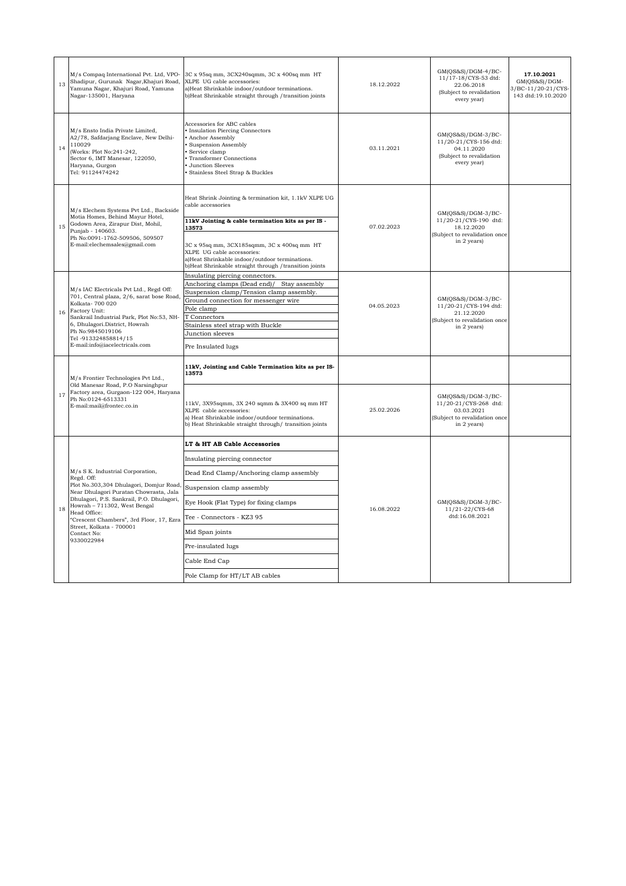| | | | | | |
|---|---|---|---|---|---|
| 13 | M/s Compaq International Pvt. Ltd, VPO-Shadipur, Gurunak Nagar,Khajuri Road, Yamuna Nagar, Khajuri Road, Yamuna Nagar-135001, Haryana | 3C x 95sq mm, 3CX240sqmm, 3C x 400sq mm HT XLPE UG cable accessories:<br>a)Heat Shrinkable indoor/outdoor terminations.<br>b)Heat Shrinkable straight through /transition joints | 18.12.2022 | GM(QS&S)/DGM-4/BC-11/17-18/CYS-53 dtd: 22.06.2018<br>(Subject to revalidation every year) | **17.10.2021**<br>GM(QS&S)/DGM-3/BC-11/20-21/CYS-143 dtd:19.10.2020 |
| 14 | M/s Ensto India Private Limited, A2/78, Safdarjang Enclave, New Delhi-110029<br>(Works: Plot No:241-242, Sector 6, IMT Manesar, 122050, Haryana, Gurgon<br>Tel: 91124474242 | Accessories for ABC cables<br>• Insulation Piercing Connectors<br>• Anchor Assembly<br>• Suspension Assembly<br>• Service clamp<br>• Transformer Connections<br>• Junction Sleeves<br>• Stainless Steel Strap & Buckles | 03.11.2021 | GM(QS&S)/DGM-3/BC-11/20-21/CYS-156 dtd: 04.11.2020<br>(Subject to revalidation every year) | |
| 15 | M/s Elechem Systems Pvt Ltd., Backside Motia Homes, Behind Mayur Hotel, Godown Area, Zirapur Dist, Mohil, Punjab - 140603.<br>Ph No:0091-1762-509506, 509507<br>E-mail:elechemsales@gmail.com | Heat Shrink Jointing & termination kit, 1.1kV XLPE UG cable accessories<br>**11kV Jointing & cable termination kits as per IS - 13573**<br>3C x 95sq mm, 3CX185sqmm, 3C x 400sq mm HT XLPE UG cable accessories:<br>a)Heat Shrinkable indoor/outdoor terminations.<br>b)Heat Shrinkable straight through /transition joints | 07.02.2023 | GM(QS&S)/DGM-3/BC-11/20-21/CYS-190 dtd: 18.12.2020<br>(Subject to revalidation once in 2 years) | |
| 16 | M/s IAC Electricals Pvt Ltd., Regd Off: 701, Central plaza, 2/6, sarat bose Road, Kolkata- 700 020<br>Factory Unit:<br>Sankrail Industrial Park, Plot No:53, NH-6, Dhulagori.District, Howrah<br>Ph No:9845019106<br>Tel -913324858814/15<br>E-mail:info@iacelectricals.com | Insulating piercing connectors.<br>Anchoring clamps (Dead end)/ Stay assembly<br>Suspension clamp/Tension clamp assembly.<br>Ground connection for messenger wire<br>Pole clamp<br>T Connectors<br>Stainless steel strap with Buckle<br>Junction sleeves<br>Pre Insulated lugs | 04.05.2023 | GM(QS&S)/DGM-3/BC-11/20-21/CYS-194 dtd: 21.12.2020<br>(Subject to revalidation once in 2 years) | |
| 17 | M/s Frontier Technologies Pvt Ltd., Old Manesar Road, P.O Narsinghpur Factory area, Gurgaon-122 004, Haryana<br>Ph No:0124-6513331<br>E-mail:mail@frontec.co.in | **11kV, Jointing and Cable Termination kits as per IS-13573**<br>11kV, 3X95sqmm, 3X 240 sqmm & 3X400 sq mm HT XLPE cable accessories:<br>a) Heat Shrinkable indoor/outdoor terminations.<br>b) Heat Shrinkable straight through/ transition joints | 25.02.2026 | GM(QS&S)/DGM-3/BC-11/20-21/CYS-268 dtd: 03.03.2021<br>(Subject to revalidation once in 2 years) | |
| 18 | M/s S K. Industrial Corporation,<br>Regd. Off:<br>Plot No.303,304 Dhulagori, Domjur Road, Near Dhulagori Puratan Chowrasta, Jala Dhulagori, P.S. Sankrail, P.O. Dhulagori, Howrah – 711302, West Bengal<br>Head Office:<br>"Crescent Chambers", 3rd Floor, 17, Ezra Street, Kolkata - 700001<br>Contact No:<br>9330022984 | **LT & HT AB Cable Accessories**<br>Insulating piercing connector<br>Dead End Clamp/Anchoring clamp assembly<br>Suspension clamp assembly<br>Eye Hook (Flat Type) for fixing clamps<br>Tee - Connectors - KZ3 95<br>Mid Span joints<br>Pre-insulated lugs<br>Cable End Cap<br>Pole Clamp for HT/LT AB cables | 16.08.2022 | GM(QS&S)/DGM-3/BC-11/21-22/CYS-68 dtd:16.08.2021 | |